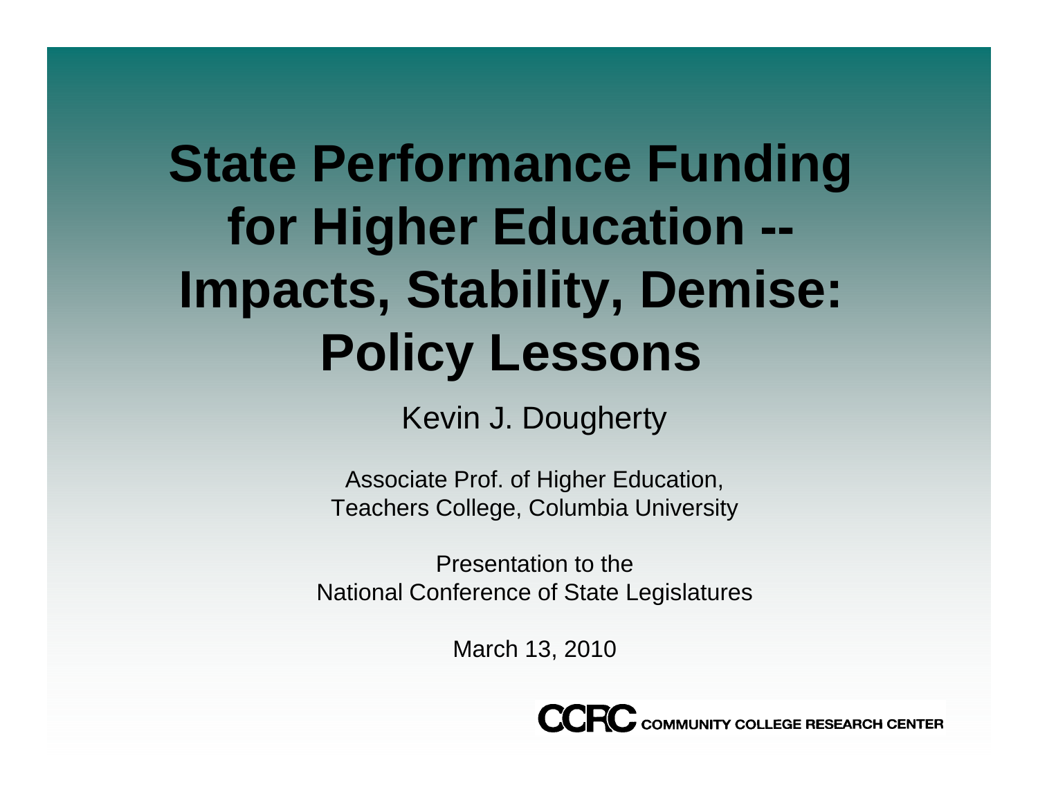# State Performance Funding for Higher Education -- Impacts, Stability, Demise: Policy Lessons

Kevin J. Dougherty

Associate Prof. of Higher Education,
Teachers College, Columbia University

Presentation to the
National Conference of State Legislatures

March 13, 2010

CCRC COMMUNITY COLLEGE RESEARCH CENTER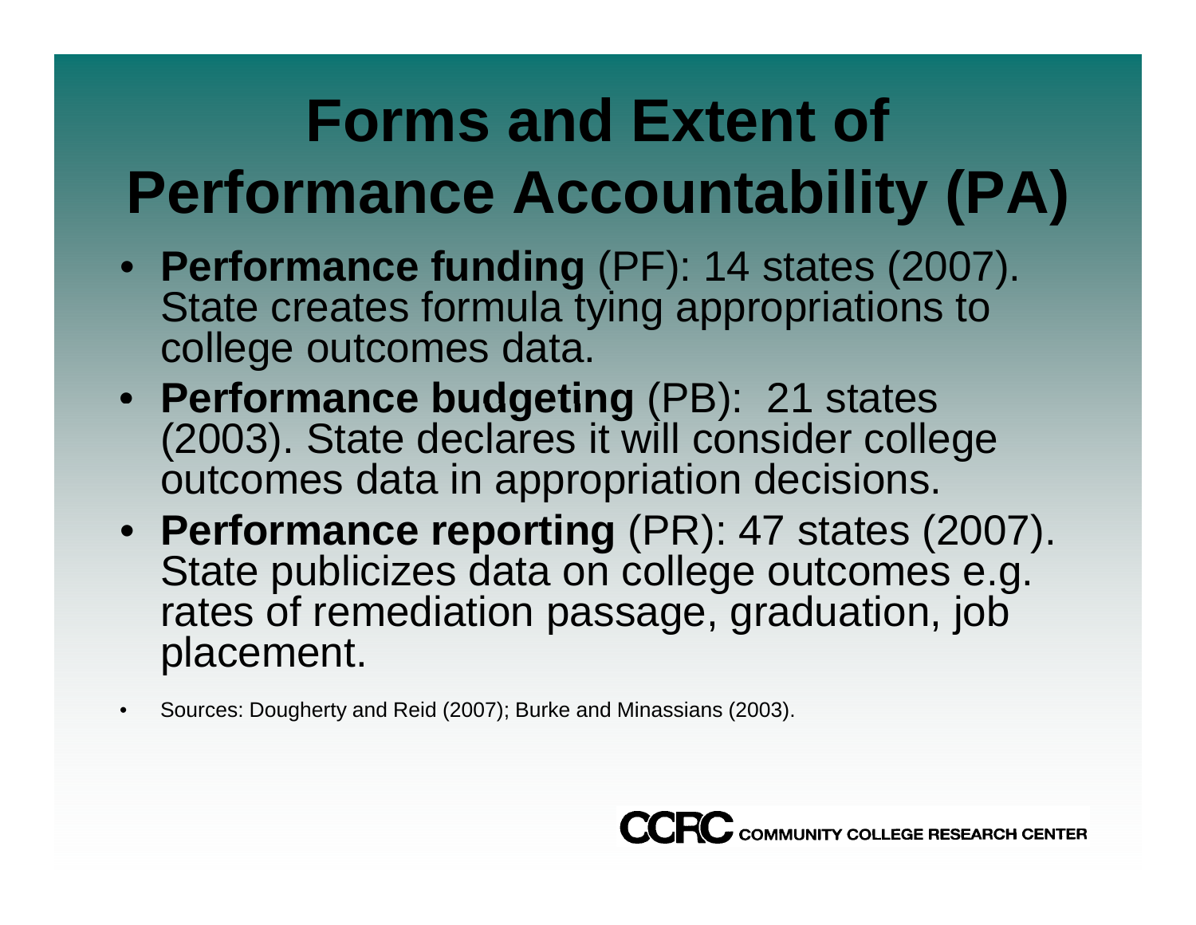# Forms and Extent of Performance Accountability (PA)

- **Performance funding** (PF): 14 states (2007). State creates formula tying appropriations to college outcomes data.
- **Performance budgeting** (PB): 21 states (2003). State declares it will consider college outcomes data in appropriation decisions.
- **Performance reporting** (PR): 47 states (2007). State publicizes data on college outcomes e.g. rates of remediation passage, graduation, job placement.

- Sources: Dougherty and Reid (2007); Burke and Minassians (2003).

CCRC COMMUNITY COLLEGE RESEARCH CENTER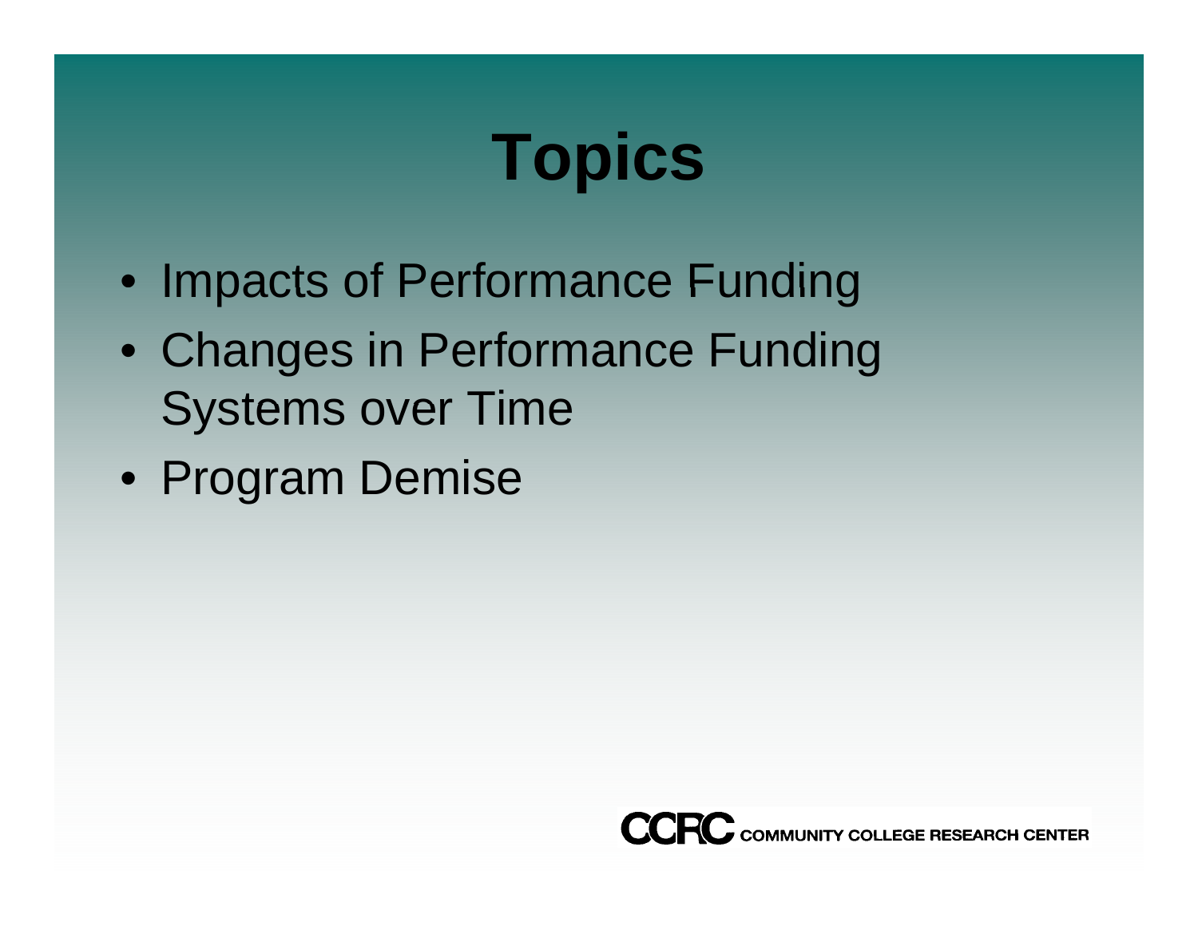# Topics

- Impacts of Performance Funding
- Changes in Performance Funding Systems over Time
- Program Demise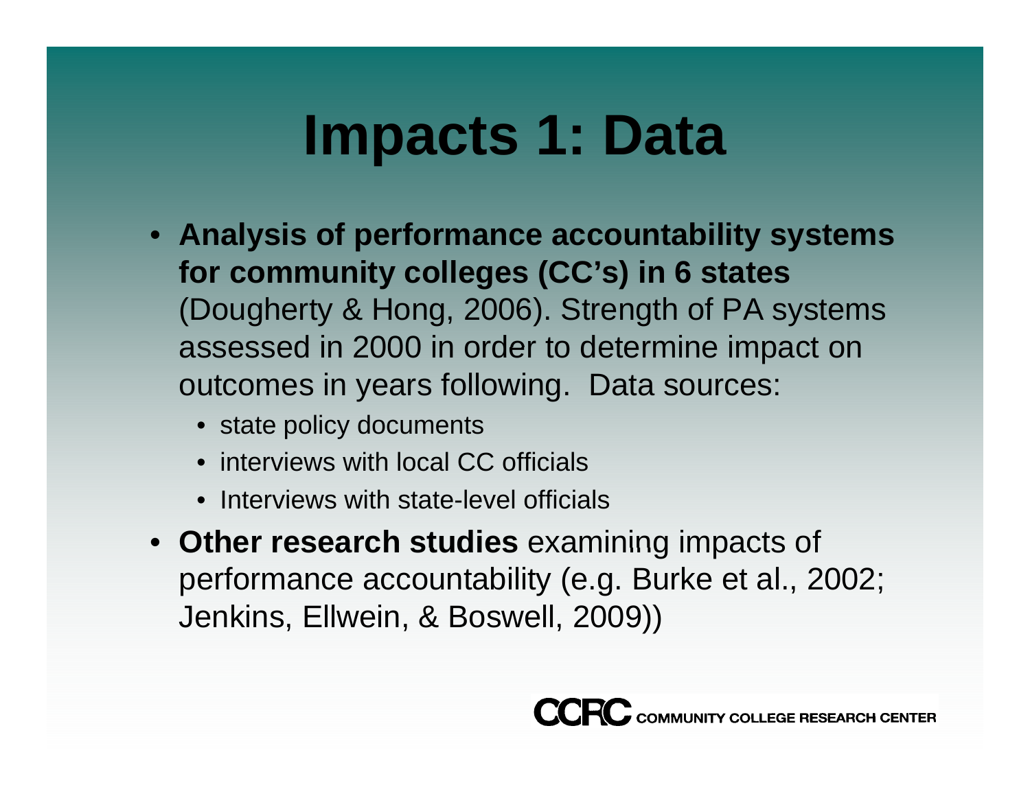# Impacts 1: Data

- **Analysis of performance accountability systems for community colleges (CC's) in 6 states** (Dougherty & Hong, 2006). Strength of PA systems assessed in 2000 in order to determine impact on outcomes in years following. Data sources:
  - state policy documents
  - interviews with local CC officials
  - Interviews with state-level officials
- **Other research studies** examining impacts of performance accountability (e.g. Burke et al., 2002; Jenkins, Ellwein, & Boswell, 2009))

CCRC COMMUNITY COLLEGE RESEARCH CENTER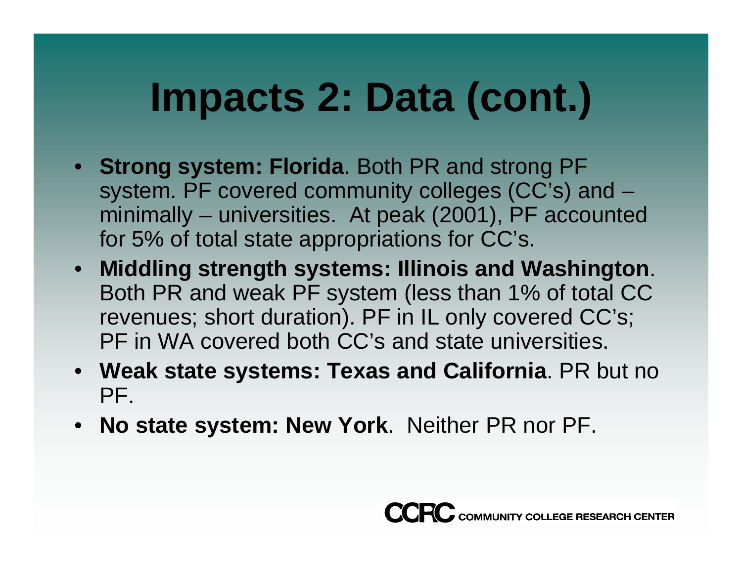# Impacts 2: Data (cont.)

- **Strong system: Florida**. Both PR and strong PF system. PF covered community colleges (CC's) and – minimally – universities. At peak (2001), PF accounted for 5% of total state appropriations for CC's.
- **Middling strength systems: Illinois and Washington**. Both PR and weak PF system (less than 1% of total CC revenues; short duration). PF in IL only covered CC's; PF in WA covered both CC's and state universities.
- **Weak state systems: Texas and California**. PR but no PF.
- **No state system: New York**. Neither PR nor PF.

CCRC COMMUNITY COLLEGE RESEARCH CENTER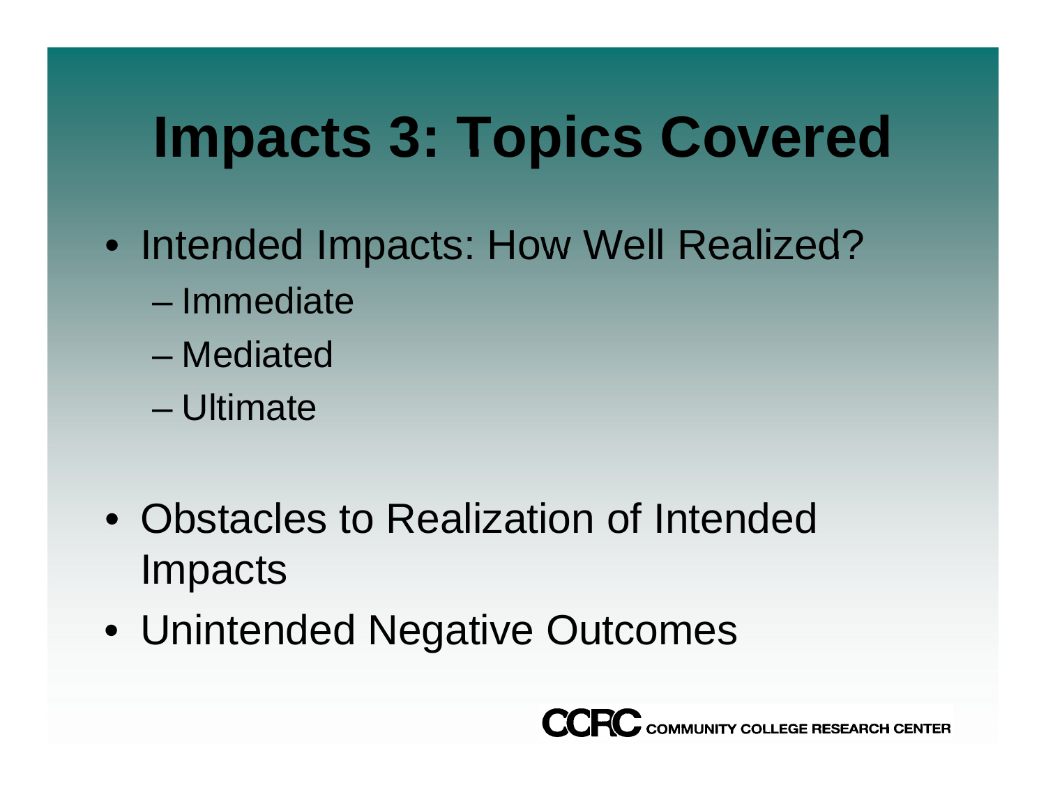# Impacts 3: Topics Covered

- Intended Impacts: How Well Realized?
  - Immediate
  - Mediated
  - Ultimate

- Obstacles to Realization of Intended Impacts
- Unintended Negative Outcomes

CCRC COMMUNITY COLLEGE RESEARCH CENTER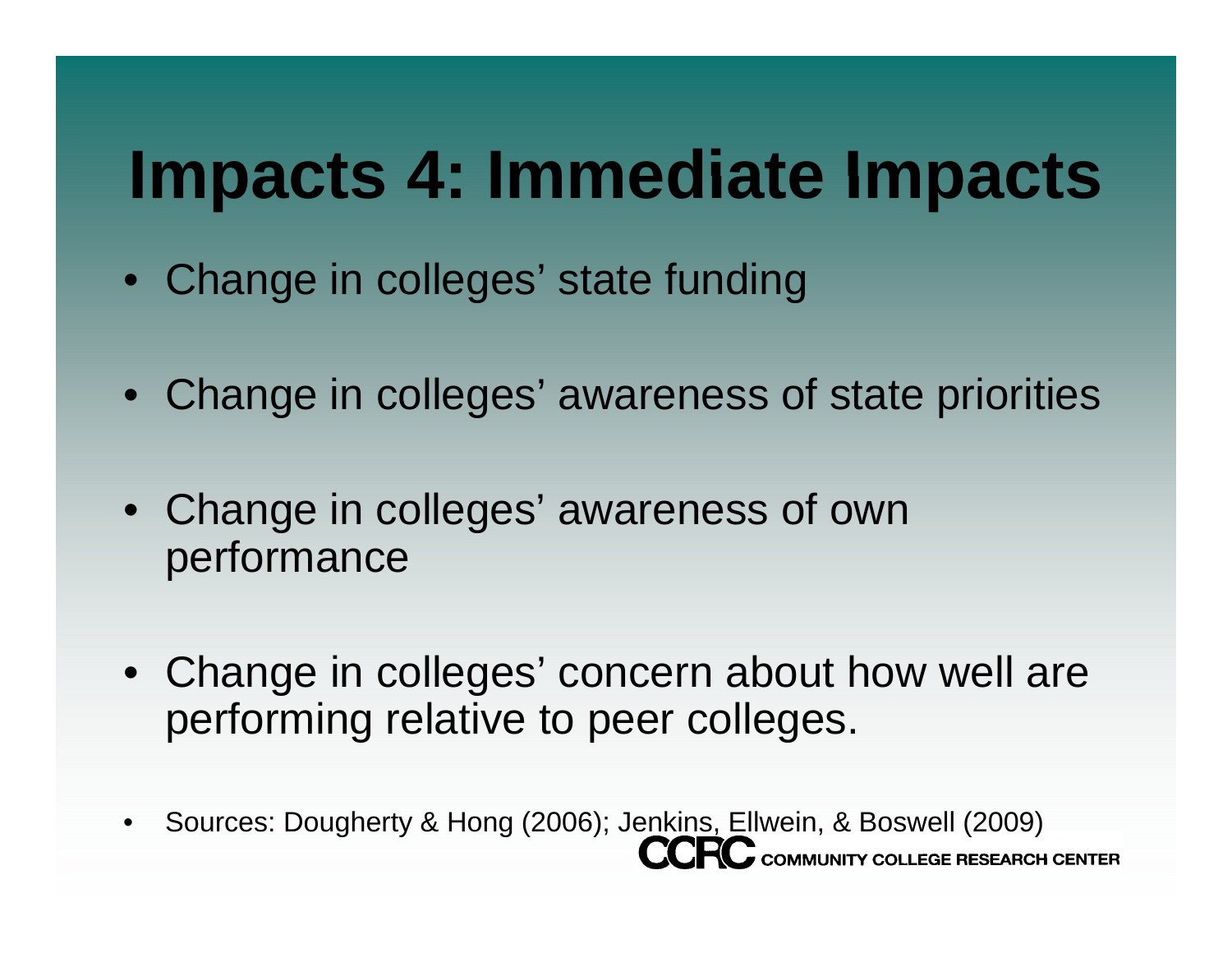# Impacts 4: Immediate Impacts

- Change in colleges' state funding
- Change in colleges' awareness of state priorities
- Change in colleges' awareness of own performance
- Change in colleges' concern about how well are performing relative to peer colleges.
- Sources: Dougherty & Hong (2006); Jenkins, Ellwein, & Boswell (2009)

CCRC COMMUNITY COLLEGE RESEARCH CENTER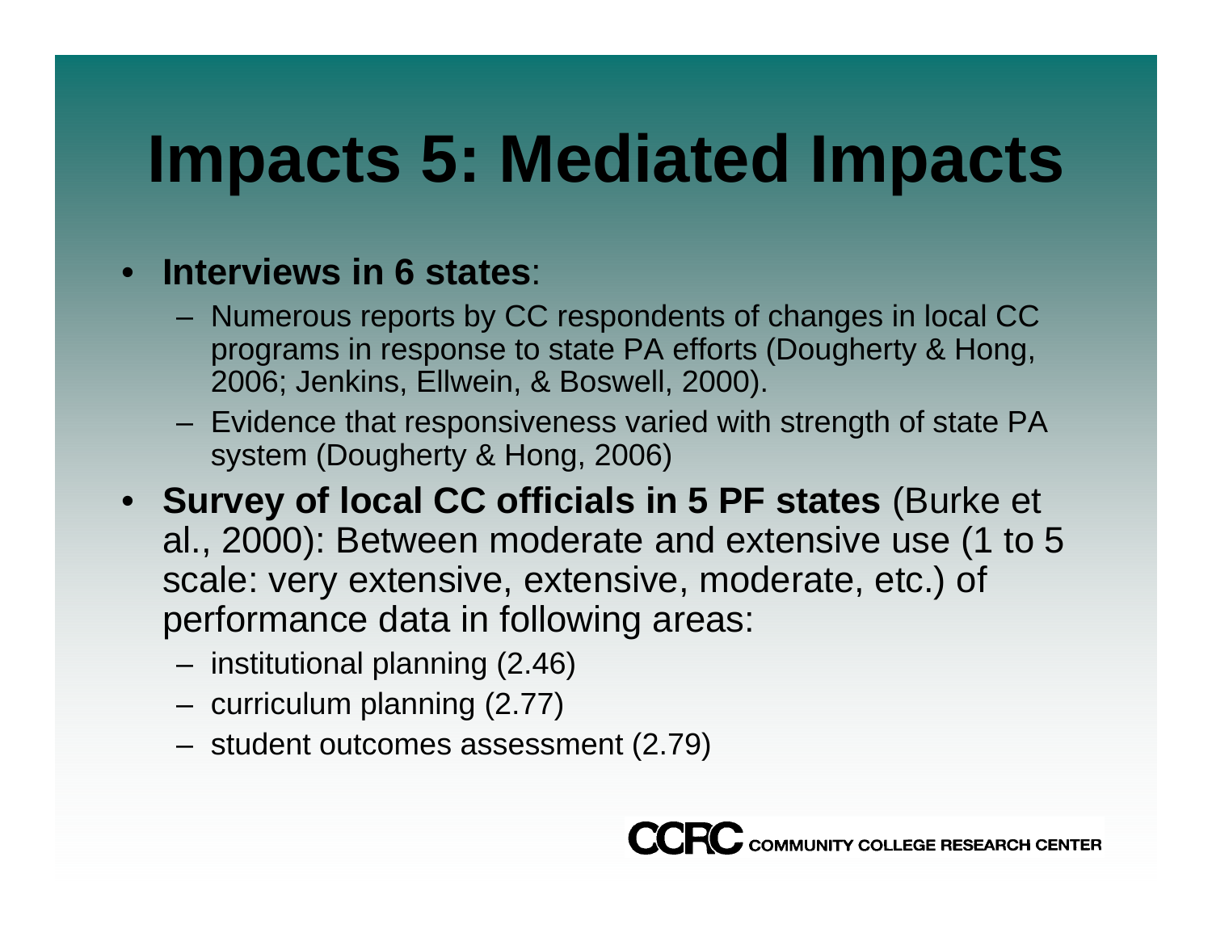# Impacts 5: Mediated Impacts

- **Interviews in 6 states**:
  - Numerous reports by CC respondents of changes in local CC programs in response to state PA efforts (Dougherty & Hong, 2006; Jenkins, Ellwein, & Boswell, 2000).
  - Evidence that responsiveness varied with strength of state PA system (Dougherty & Hong, 2006)
- **Survey of local CC officials in 5 PF states** (Burke et al., 2000): Between moderate and extensive use (1 to 5 scale: very extensive, extensive, moderate, etc.) of performance data in following areas:
  - institutional planning (2.46)
  - curriculum planning (2.77)
  - student outcomes assessment (2.79)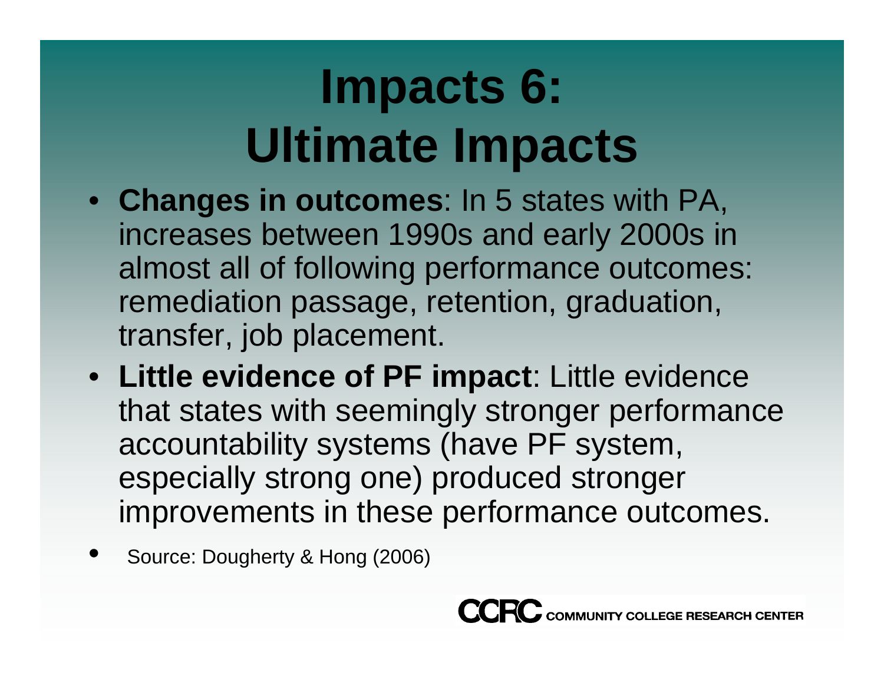# Impacts 6: Ultimate Impacts

- **Changes in outcomes**: In 5 states with PA, increases between 1990s and early 2000s in almost all of following performance outcomes: remediation passage, retention, graduation, transfer, job placement.
- **Little evidence of PF impact**: Little evidence that states with seemingly stronger performance accountability systems (have PF system, especially strong one) produced stronger improvements in these performance outcomes.
- Source: Dougherty & Hong (2006)

CCRC COMMUNITY COLLEGE RESEARCH CENTER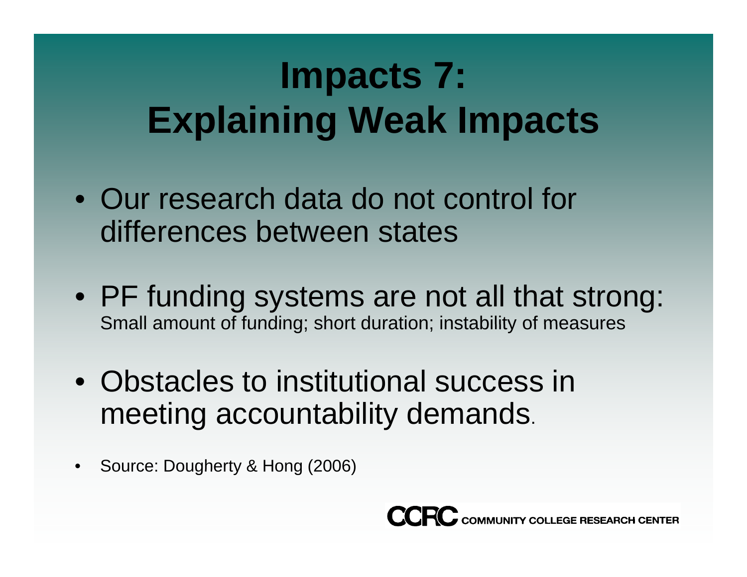# Impacts 7: Explaining Weak Impacts

- Our research data do not control for differences between states
- PF funding systems are not all that strong: Small amount of funding; short duration; instability of measures
- Obstacles to institutional success in meeting accountability demands.
- Source: Dougherty & Hong (2006)

CCRC COMMUNITY COLLEGE RESEARCH CENTER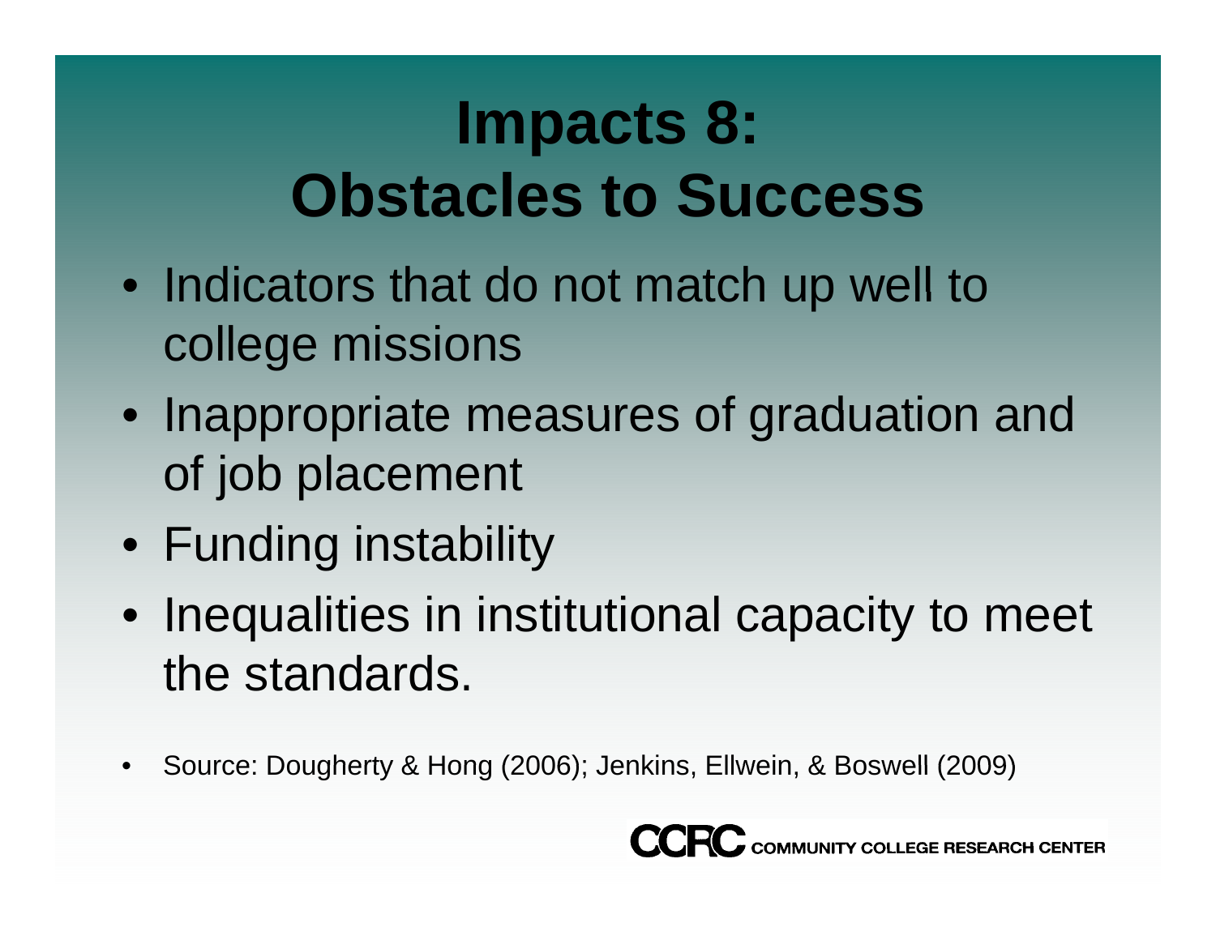# Impacts 8: Obstacles to Success

- Indicators that do not match up well to college missions
- Inappropriate measures of graduation and of job placement
- Funding instability
- Inequalities in institutional capacity to meet the standards.

- Source: Dougherty & Hong (2006); Jenkins, Ellwein, & Boswell (2009)

CCRC COMMUNITY COLLEGE RESEARCH CENTER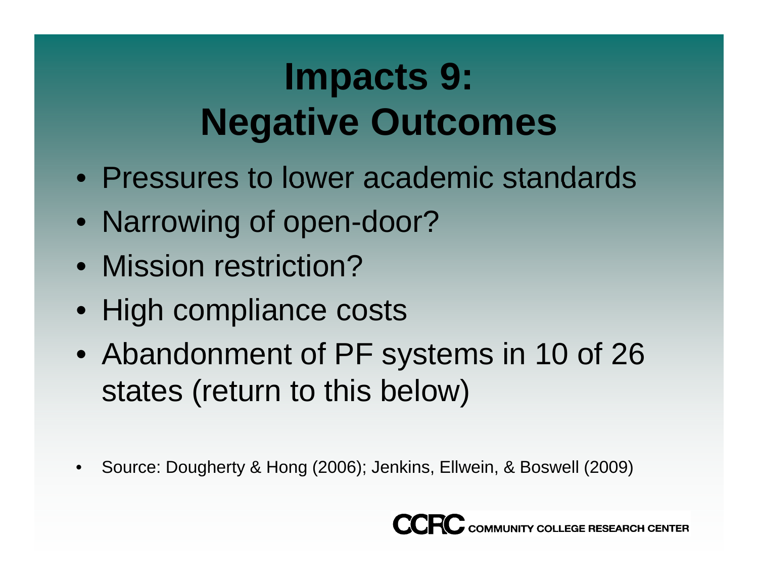# Impacts 9: Negative Outcomes

- Pressures to lower academic standards
- Narrowing of open-door?
- Mission restriction?
- High compliance costs
- Abandonment of PF systems in 10 of 26 states (return to this below)

- Source: Dougherty & Hong (2006); Jenkins, Ellwein, & Boswell (2009)

CCRC COMMUNITY COLLEGE RESEARCH CENTER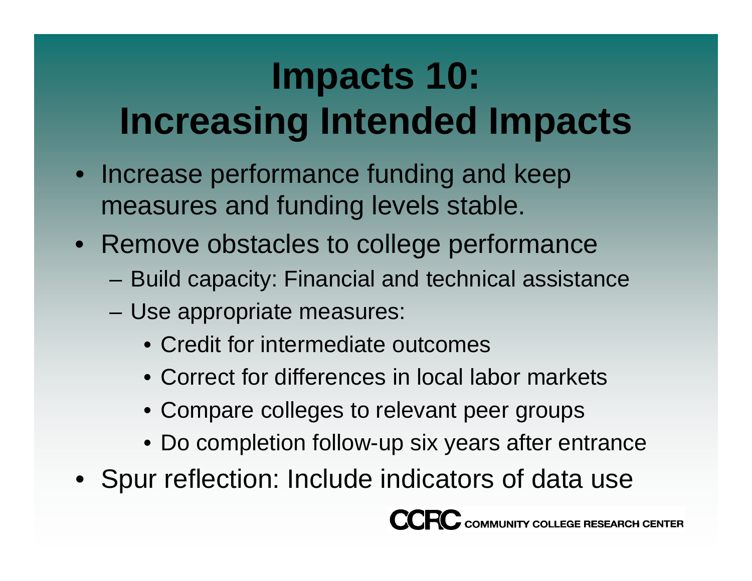# Impacts 10: Increasing Intended Impacts

- Increase performance funding and keep measures and funding levels stable.
- Remove obstacles to college performance
  - Build capacity: Financial and technical assistance
  - Use appropriate measures:
    - Credit for intermediate outcomes
    - Correct for differences in local labor markets
    - Compare colleges to relevant peer groups
    - Do completion follow-up six years after entrance
- Spur reflection: Include indicators of data use

CCRC COMMUNITY COLLEGE RESEARCH CENTER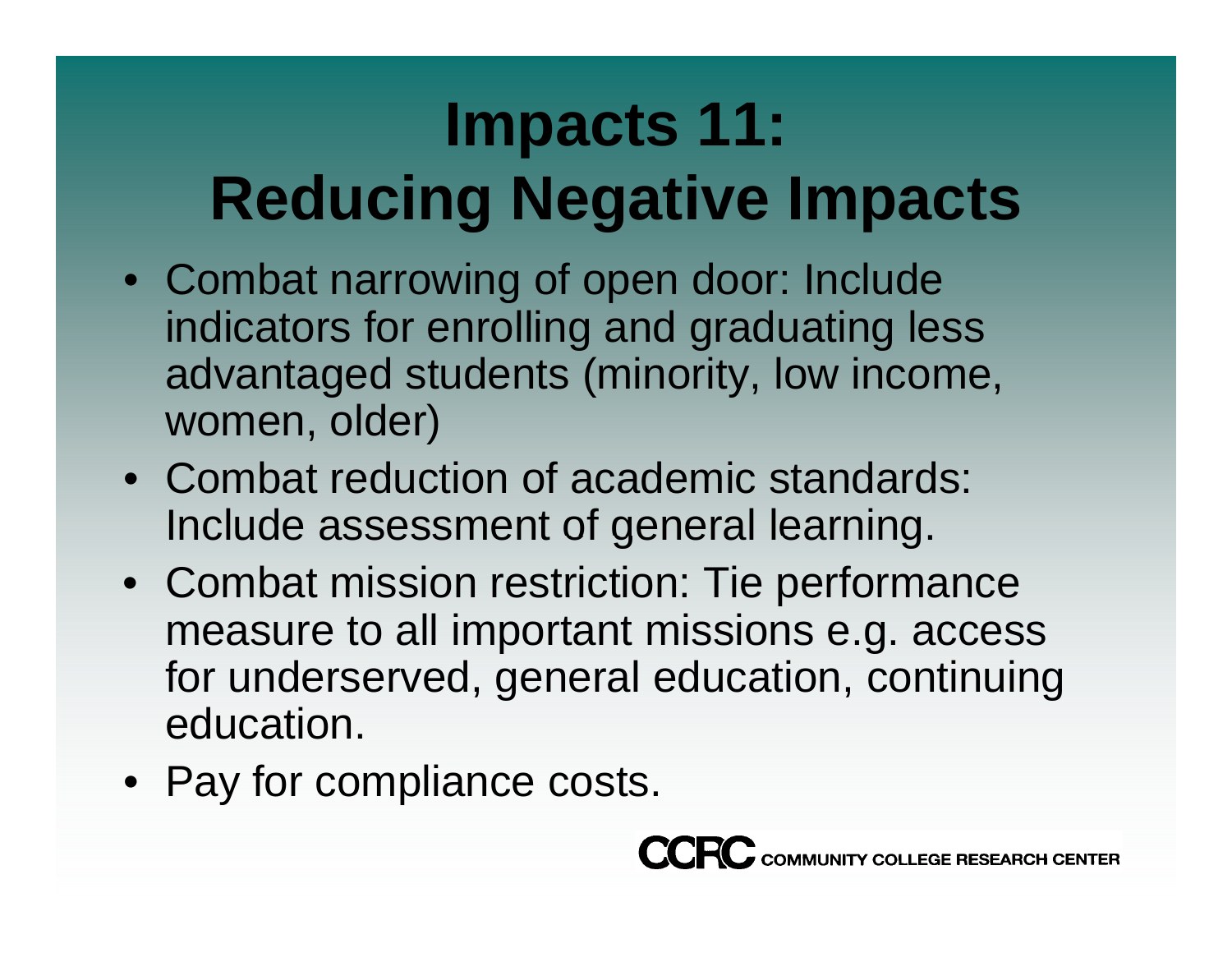# Impacts 11: Reducing Negative Impacts

- Combat narrowing of open door: Include indicators for enrolling and graduating less advantaged students (minority, low income, women, older)
- Combat reduction of academic standards: Include assessment of general learning.
- Combat mission restriction: Tie performance measure to all important missions e.g. access for underserved, general education, continuing education.
- Pay for compliance costs.

CCRC COMMUNITY COLLEGE RESEARCH CENTER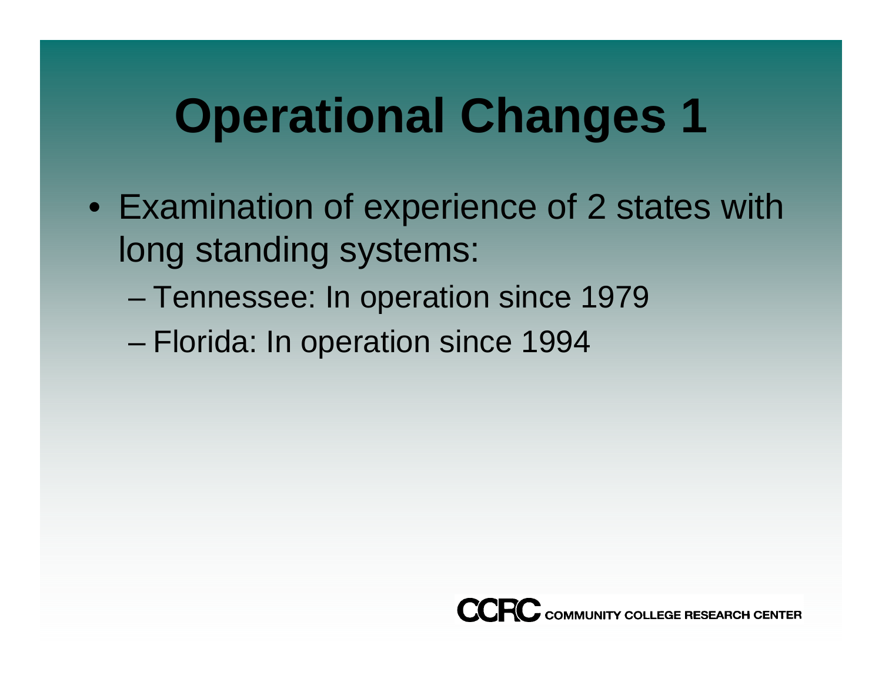# Operational Changes 1

- Examination of experience of 2 states with long standing systems:
  - Tennessee: In operation since 1979
  - Florida: In operation since 1994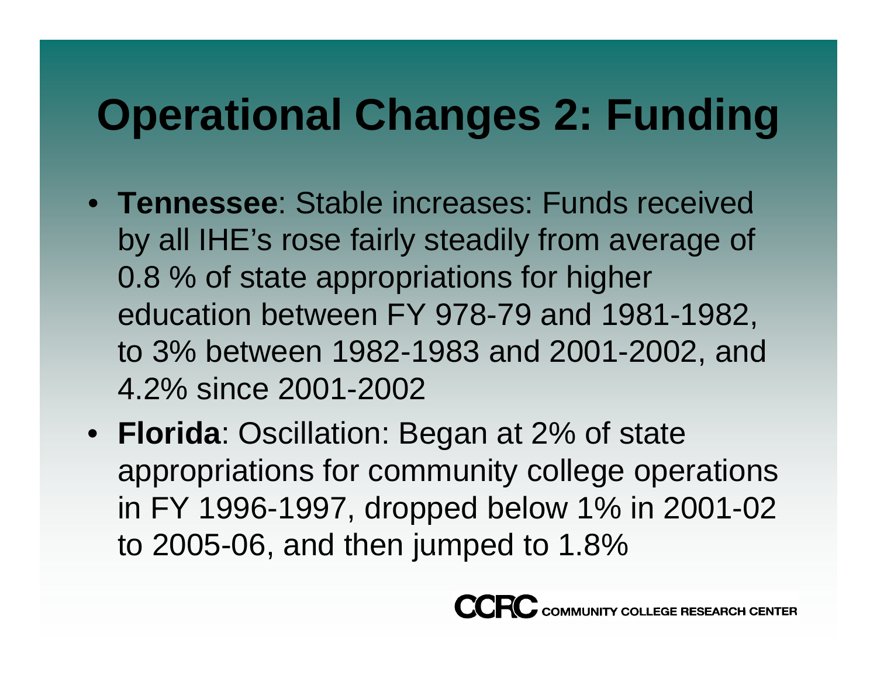# Operational Changes 2: Funding

- **Tennessee**: Stable increases: Funds received by all IHE's rose fairly steadily from average of 0.8 % of state appropriations for higher education between FY 978-79 and 1981-1982, to 3% between 1982-1983 and 2001-2002, and 4.2% since 2001-2002
- **Florida**: Oscillation: Began at 2% of state appropriations for community college operations in FY 1996-1997, dropped below 1% in 2001-02 to 2005-06, and then jumped to 1.8%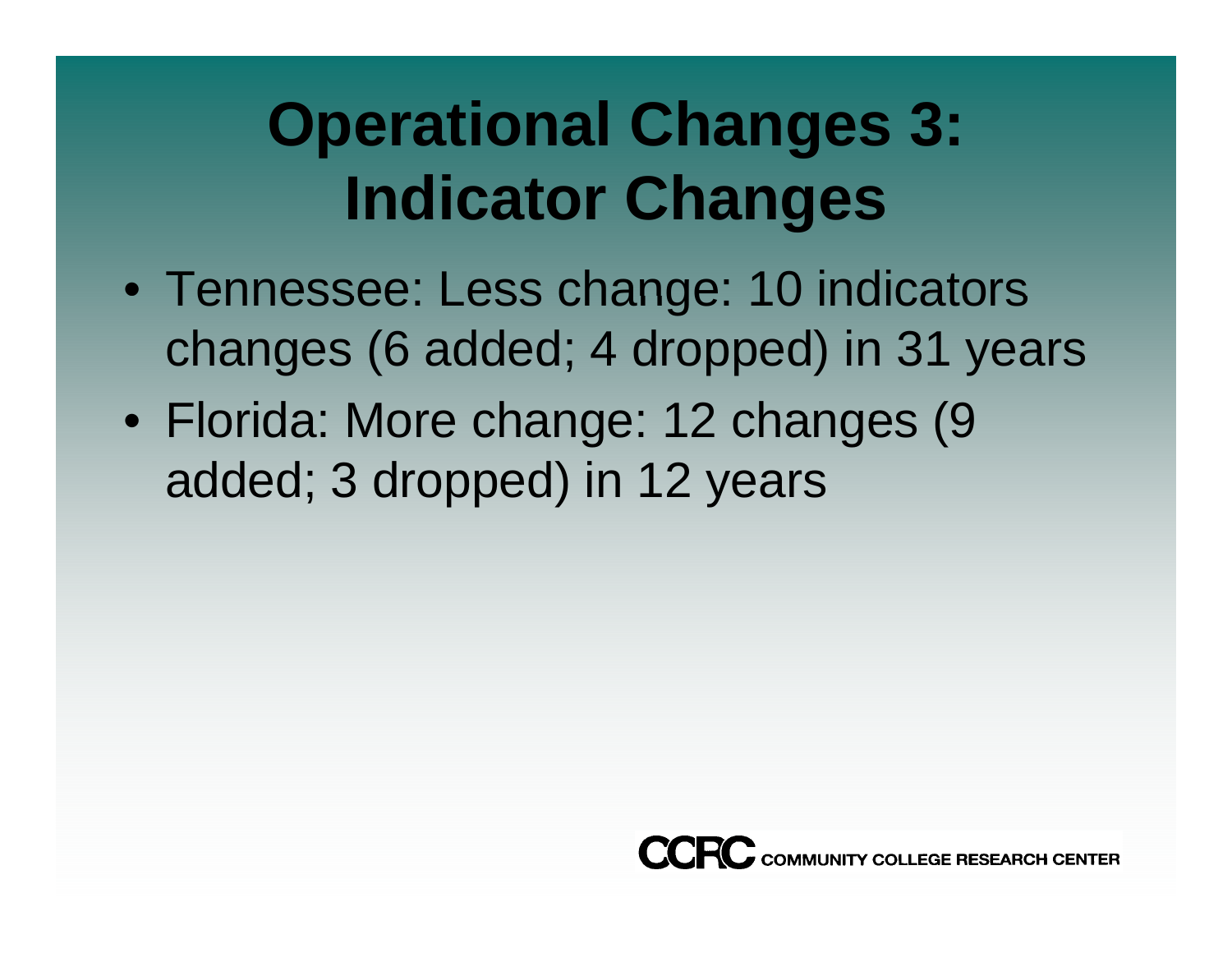# Operational Changes 3: Indicator Changes

- Tennessee: Less change: 10 indicators changes (6 added; 4 dropped) in 31 years
- Florida: More change: 12 changes (9 added; 3 dropped) in 12 years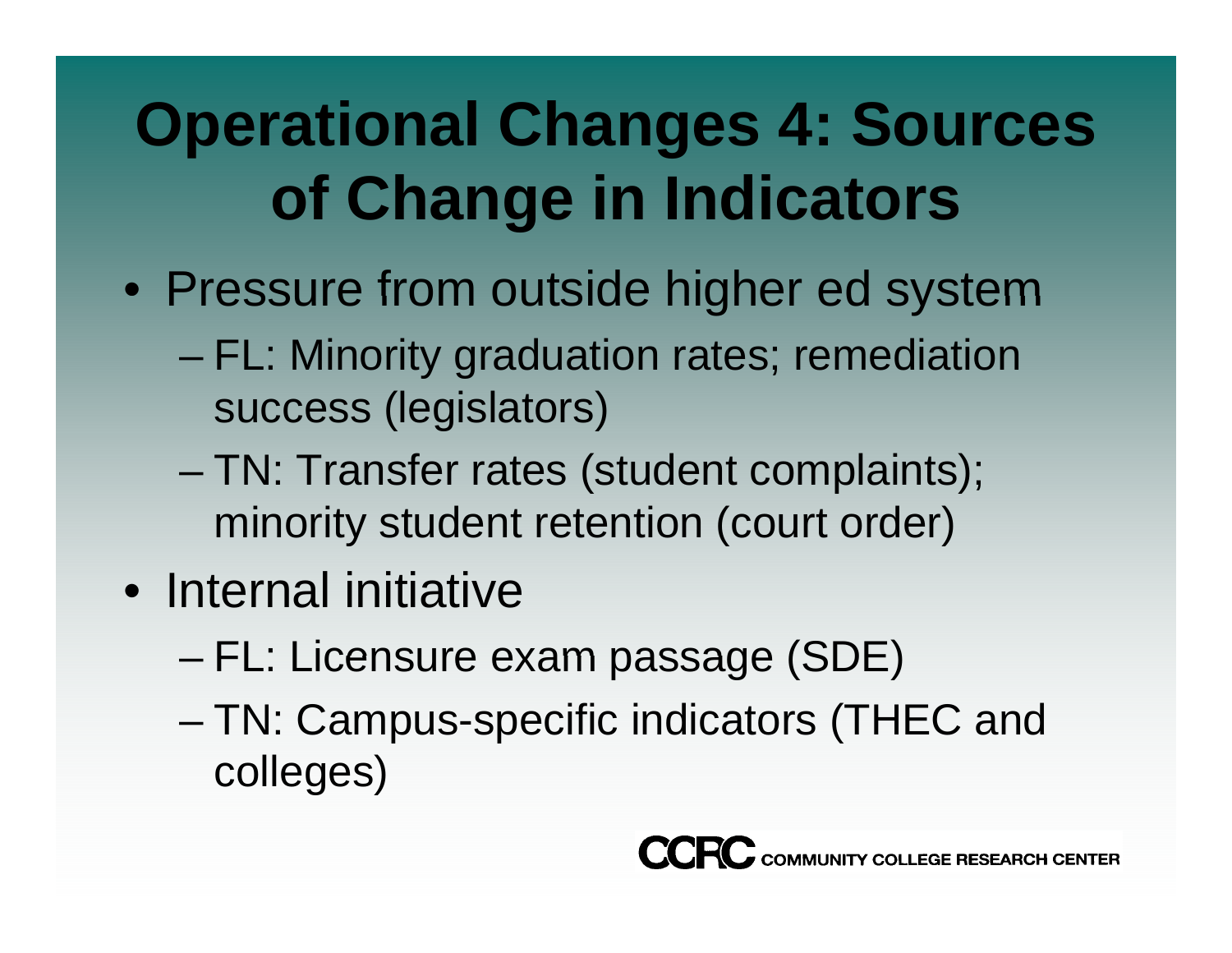# Operational Changes 4: Sources of Change in Indicators

- Pressure from outside higher ed system
  - FL: Minority graduation rates; remediation success (legislators)
  - TN: Transfer rates (student complaints); minority student retention (court order)
- Internal initiative
  - FL: Licensure exam passage (SDE)
  - TN: Campus-specific indicators (THEC and colleges)

CCRC COMMUNITY COLLEGE RESEARCH CENTER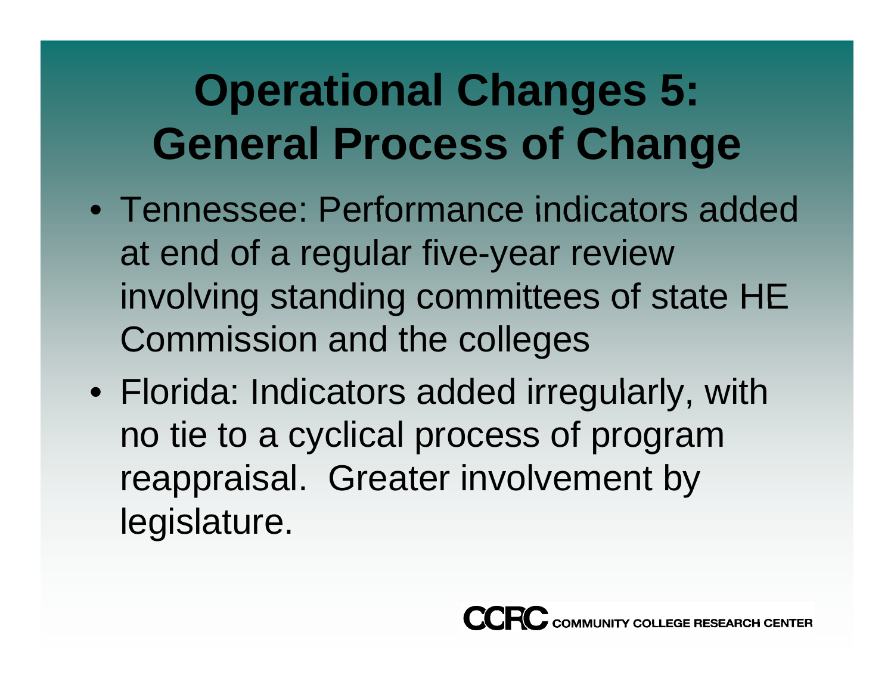# Operational Changes 5: General Process of Change

- Tennessee: Performance indicators added at end of a regular five-year review involving standing committees of state HE Commission and the colleges
- Florida: Indicators added irregularly, with no tie to a cyclical process of program reappraisal. Greater involvement by legislature.

CCRC COMMUNITY COLLEGE RESEARCH CENTER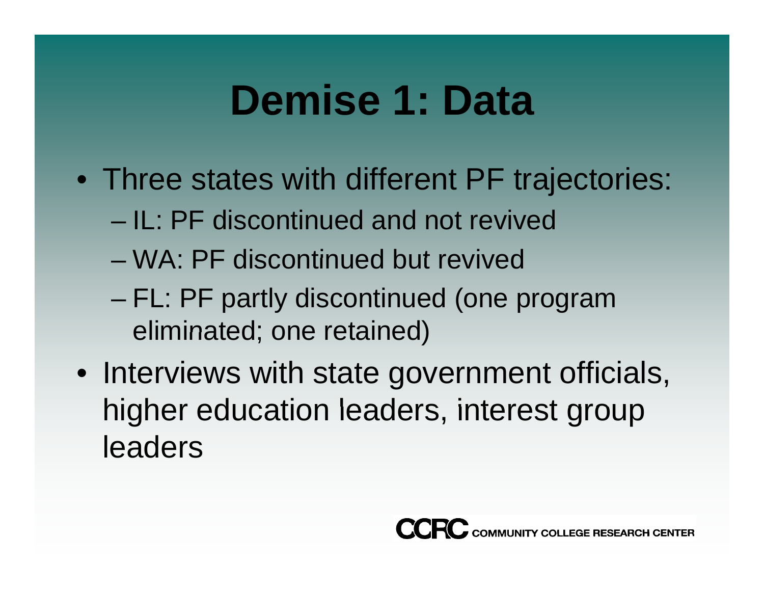# Demise 1: Data

- Three states with different PF trajectories:
  - IL: PF discontinued and not revived
  - WA: PF discontinued but revived
  - FL: PF partly discontinued (one program eliminated; one retained)
- Interviews with state government officials, higher education leaders, interest group leaders

CCRC COMMUNITY COLLEGE RESEARCH CENTER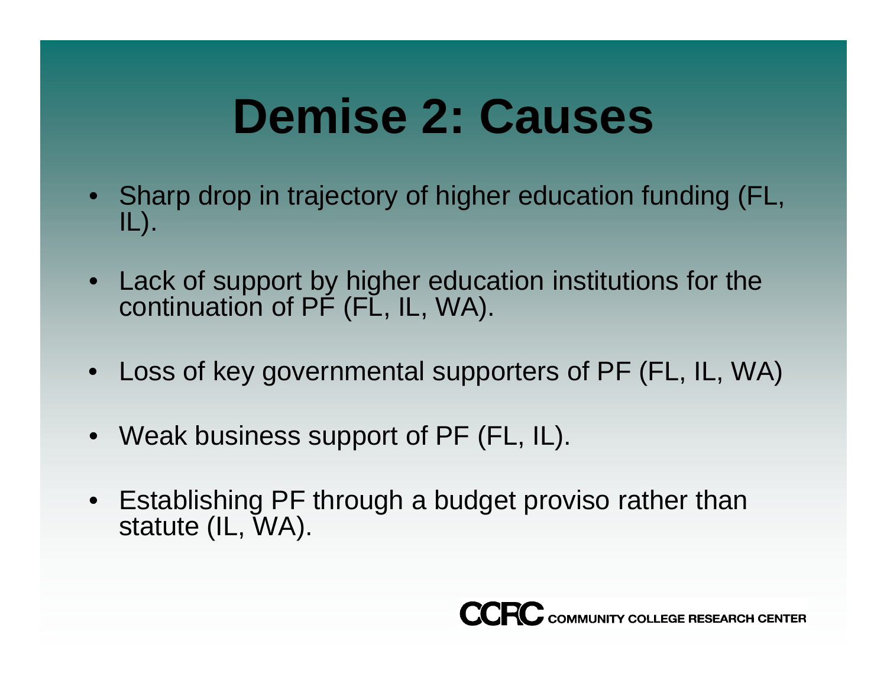# Demise 2: Causes

- Sharp drop in trajectory of higher education funding (FL, IL).
- Lack of support by higher education institutions for the continuation of PF (FL, IL, WA).
- Loss of key governmental supporters of PF (FL, IL, WA)
- Weak business support of PF (FL, IL).
- Establishing PF through a budget proviso rather than statute (IL, WA).

CCRC COMMUNITY COLLEGE RESEARCH CENTER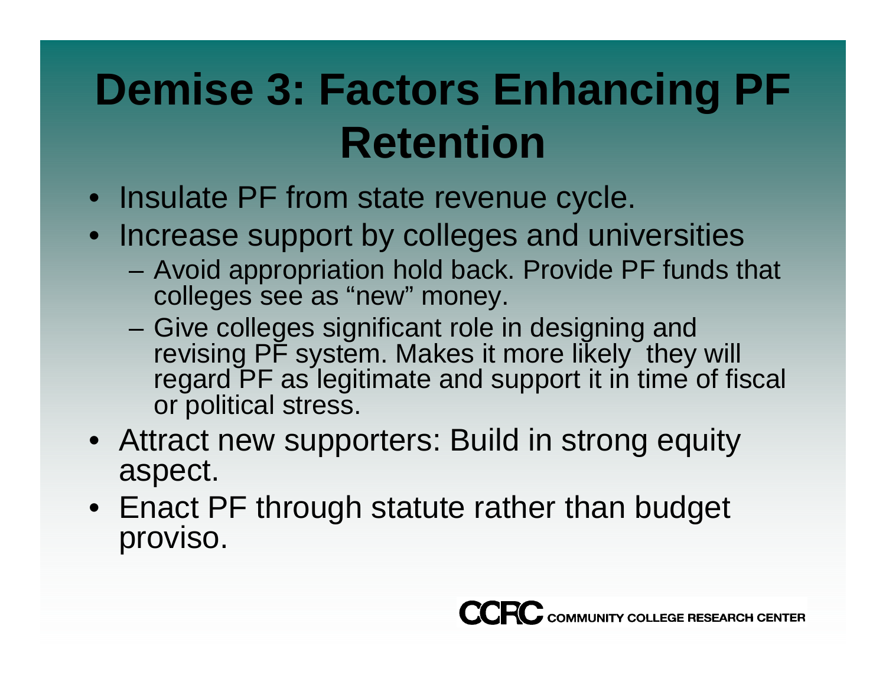# Demise 3: Factors Enhancing PF Retention

- Insulate PF from state revenue cycle.
- Increase support by colleges and universities
  - Avoid appropriation hold back. Provide PF funds that colleges see as “new” money.
  - Give colleges significant role in designing and revising PF system. Makes it more likely they will regard PF as legitimate and support it in time of fiscal or political stress.
- Attract new supporters: Build in strong equity aspect.
- Enact PF through statute rather than budget proviso.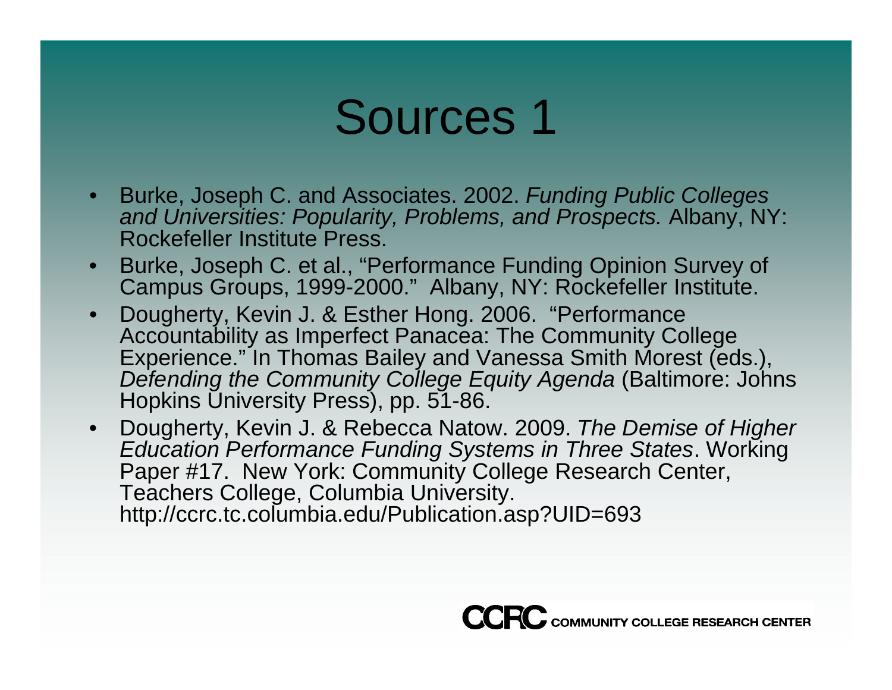# Sources 1

- Burke, Joseph C. and Associates. 2002. *Funding Public Colleges and Universities: Popularity, Problems, and Prospects.* Albany, NY: Rockefeller Institute Press.
- Burke, Joseph C. et al., "Performance Funding Opinion Survey of Campus Groups, 1999-2000." Albany, NY: Rockefeller Institute.
- Dougherty, Kevin J. & Esther Hong. 2006. "Performance Accountability as Imperfect Panacea: The Community College Experience." In Thomas Bailey and Vanessa Smith Morest (eds.), *Defending the Community College Equity Agenda* (Baltimore: Johns Hopkins University Press), pp. 51-86.
- Dougherty, Kevin J. & Rebecca Natow. 2009. *The Demise of Higher Education Performance Funding Systems in Three States*. Working Paper #17. New York: Community College Research Center, Teachers College, Columbia University. http://ccrc.tc.columbia.edu/Publication.asp?UID=693

CCRC COMMUNITY COLLEGE RESEARCH CENTER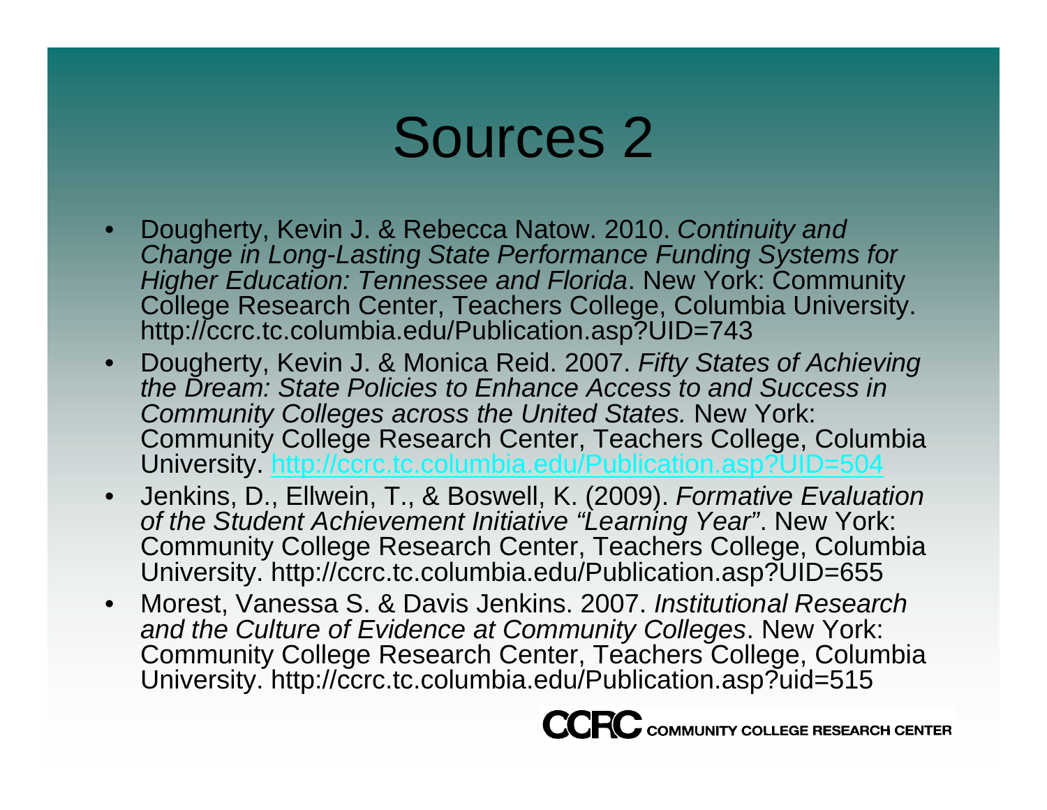# Sources 2

- Dougherty, Kevin J. & Rebecca Natow. 2010. *Continuity and Change in Long-Lasting State Performance Funding Systems for Higher Education: Tennessee and Florida*. New York: Community College Research Center, Teachers College, Columbia University. http://ccrc.tc.columbia.edu/Publication.asp?UID=743
- Dougherty, Kevin J. & Monica Reid. 2007. *Fifty States of Achieving the Dream: State Policies to Enhance Access to and Success in Community Colleges across the United States.* New York: Community College Research Center, Teachers College, Columbia University. http://ccrc.tc.columbia.edu/Publication.asp?UID=504
- Jenkins, D., Ellwein, T., & Boswell, K. (2009). *Formative Evaluation of the Student Achievement Initiative "Learning Year"*. New York: Community College Research Center, Teachers College, Columbia University. http://ccrc.tc.columbia.edu/Publication.asp?UID=655
- Morest, Vanessa S. & Davis Jenkins. 2007. *Institutional Research and the Culture of Evidence at Community Colleges*. New York: Community College Research Center, Teachers College, Columbia University. http://ccrc.tc.columbia.edu/Publication.asp?uid=515

CCRC COMMUNITY COLLEGE RESEARCH CENTER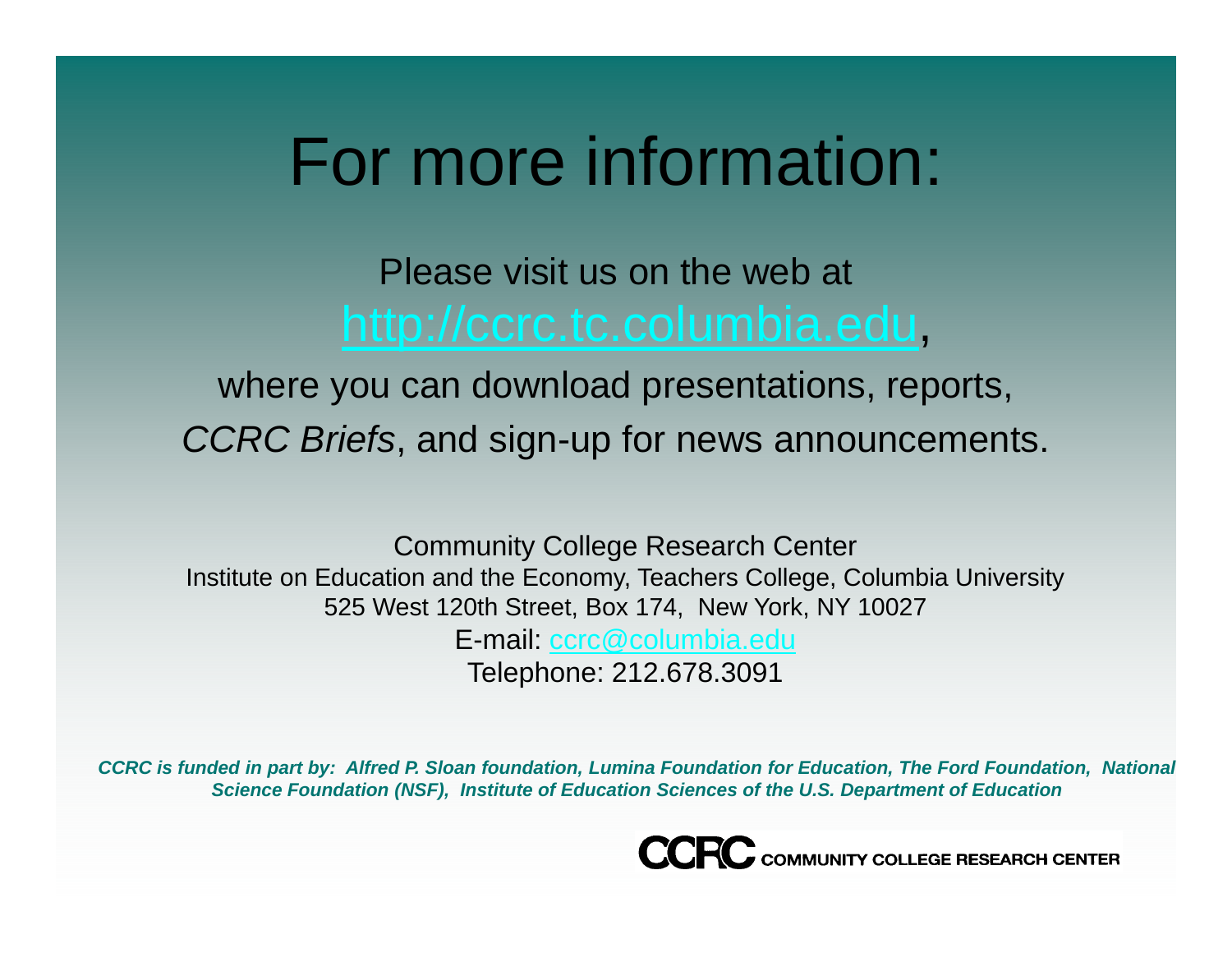# For more information:

Please visit us on the web at
http://ccrc.tc.columbia.edu,

where you can download presentations, reports, *CCRC Briefs*, and sign-up for news announcements.

Community College Research Center
Institute on Education and the Economy, Teachers College, Columbia University
525 West 120th Street, Box 174, New York, NY 10027
E-mail: ccrc@columbia.edu
Telephone: 212.678.3091

***CCRC is funded in part by: Alfred P. Sloan foundation, Lumina Foundation for Education, The Ford Foundation, National Science Foundation (NSF), Institute of Education Sciences of the U.S. Department of Education***

CCRC COMMUNITY COLLEGE RESEARCH CENTER